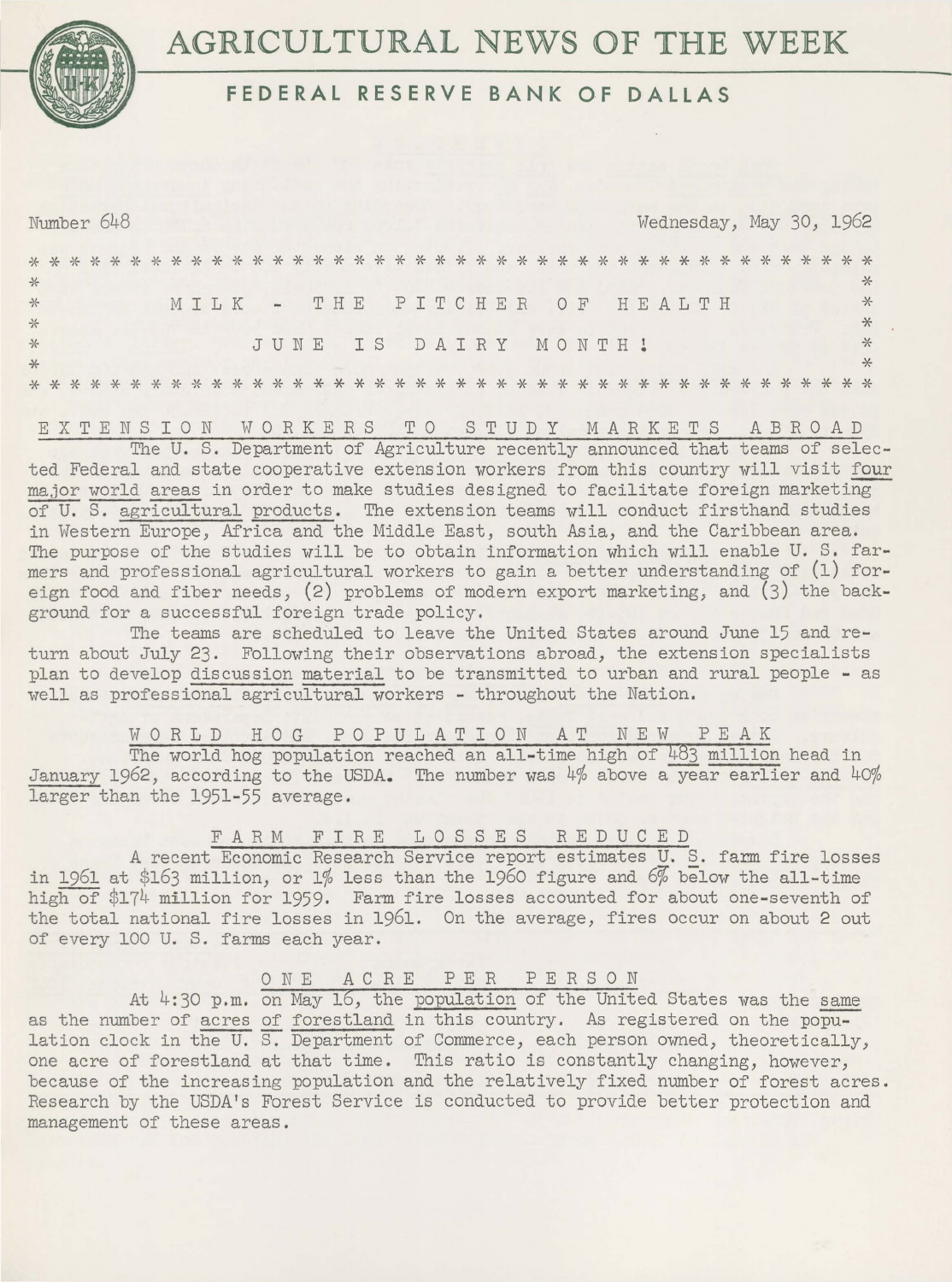# AGRICULTURAL NEWS OF THE WEEK

## FEDERAL RESERVE BANK OF DALLAS

Number 648 Wednesday, May 30, 1962

**MILK - THE PITCHER OF HEALTH**

**JUNE IS DAIRY MONTH!**

### EXTENSION WORKERS TO STUDY MARKETS ABROAD

The U. S. Department of Agriculture recently announced that teams of selected Federal and state cooperative extension workers from this country will visit four major world areas in order to make studies designed to facilitate foreign marketing of U. S. agricultural products. The extension teams will conduct firsthand studies in Western Europe, Africa and the Middle East, south Asia, and the Caribbean area. The purpose of the studies will be to obtain information which will enable U. S. farmers and professional agricultural workers to gain a better understanding of (1) foreign food and fiber needs, (2) problems of modern export marketing, and (3) the background for a successful foreign trade policy.

The teams are scheduled to leave the United States around June 15 and return about July 23. Following their observations abroad, the extension specialists plan to develop discussion material to be transmitted to urban and rural people - as well as professional agricultural workers - throughout the Nation.

### WORLD HOG POPULATION AT NEW PEAK

The world hog population reached an all-time high of 483 million head in January 1962, according to the USDA. The number was 4% above a year earlier and 40% larger than the 1951-55 average.

### FARM FIRE LOSSES REDUCED

A recent Economic Research Service report estimates U. S. farm fire losses in 1961 at $163 million, or 1% less than the 1960 figure and 6% below the all-time high of $174 million for 1959. Farm fire losses accounted for about one-seventh of the total national fire losses in 1961. On the average, fires occur on about 2 out of every 100 U. S. farms each year.

### ONE ACRE PER PERSON

At 4:30 p.m. on May 16, the population of the United States was the same as the number of acres of forestland in this country. As registered on the population clock in the U. S. Department of Commerce, each person owned, theoretically, one acre of forestland at that time. This ratio is constantly changing, however, because of the increasing population and the relatively fixed number of forest acres. Research by the USDA's Forest Service is conducted to provide better protection and management of these areas.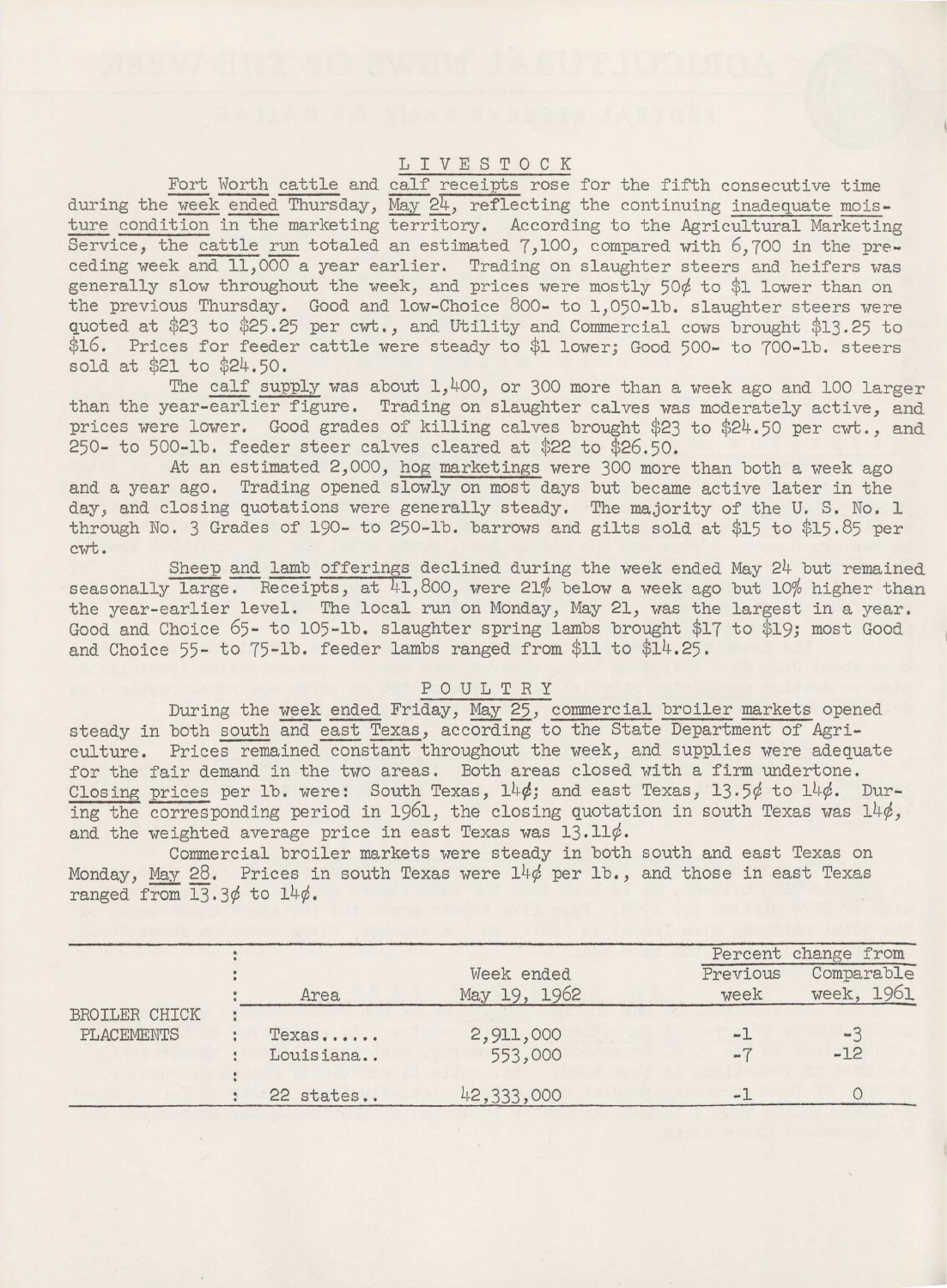## LIVESTOCK

Fort Worth cattle and calf receipts rose for the fifth consecutive time during the week ended Thursday, May 24, reflecting the continuing inadequate moisture condition in the marketing territory. According to the Agricultural Marketing Service, the cattle run totaled an estimated 7,100, compared with 6,700 in the preceding week and 11,000 a year earlier. Trading on slaughter steers and heifers was generally slow throughout the week, and prices were mostly 50¢ to $1 lower than on the previous Thursday. Good and low-Choice 800- to 1,050-lb. slaughter steers were quoted at $23 to $25.25 per cwt., and Utility and Commercial cows brought $13.25 to $16. Prices for feeder cattle were steady to $1 lower; Good 500- to 700-lb. steers sold at $21 to $24.50.

The calf supply was about 1,400, or 300 more than a week ago and 100 larger than the year-earlier figure. Trading on slaughter calves was moderately active, and prices were lower. Good grades of killing calves brought $23 to $24.50 per cwt., and 250- to 500-lb. feeder steer calves cleared at $22 to $26.50.

At an estimated 2,000, hog marketings were 300 more than both a week ago and a year ago. Trading opened slowly on most days but became active later in the day, and closing quotations were generally steady. The majority of the U. S. No. 1 through No. 3 Grades of 190- to 250-lb. barrows and gilts sold at $15 to $15.85 per cwt.

Sheep and lamb offerings declined during the week ended May 24 but remained seasonally large. Receipts, at 41,800, were 21% below a week ago but 10% higher than the year-earlier level. The local run on Monday, May 21, was the largest in a year. Good and Choice 65- to 105-lb. slaughter spring lambs brought $17 to $19; most Good and Choice 55- to 75-lb. feeder lambs ranged from $11 to $14.25.

## POULTRY

During the week ended Friday, May 25, commercial broiler markets opened steady in both south and east Texas, according to the State Department of Agriculture. Prices remained constant throughout the week, and supplies were adequate for the fair demand in the two areas. Both areas closed with a firm undertone. Closing prices per lb. were: South Texas, 14¢; and east Texas, 13.5¢ to 14¢. During the corresponding period in 1961, the closing quotation in south Texas was 14¢, and the weighted average price in east Texas was 13.11¢.

Commercial broiler markets were steady in both south and east Texas on Monday, May 28. Prices in south Texas were 14¢ per lb., and those in east Texas ranged from 13.3¢ to 14¢.

| | Area | Week ended May 19, 1962 | Percent change from Previous week | Percent change from Comparable week, 1961 |
|---|---|---|---|---|
| BROILER CHICK PLACEMENTS | Texas...... | 2,911,000 | -1 | -3 |
| | Louisiana.. | 553,000 | -7 | -12 |
| | 22 states.. | 42,333,000 | -1 | 0 |